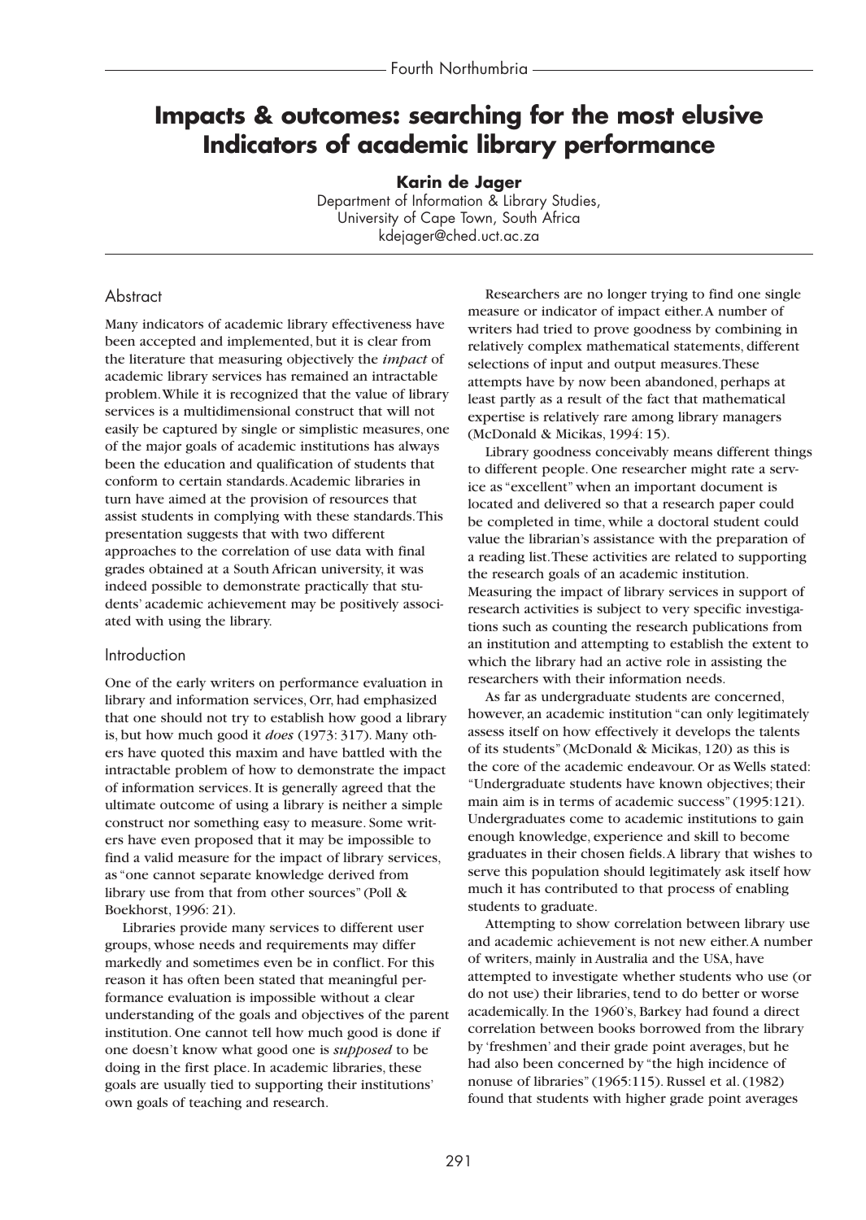# Impacts & outcomes: searching for the most elusive Indicators of academic library performance

**Karin de Jager**

Department of Information & Library Studies,
University of Cape Town, South Africa
kdejager@ched.uct.ac.za

## Abstract

Many indicators of academic library effectiveness have been accepted and implemented, but it is clear from the literature that measuring objectively the *impact* of academic library services has remained an intractable problem. While it is recognized that the value of library services is a multidimensional construct that will not easily be captured by single or simplistic measures, one of the major goals of academic institutions has always been the education and qualification of students that conform to certain standards. Academic libraries in turn have aimed at the provision of resources that assist students in complying with these standards. This presentation suggests that with two different approaches to the correlation of use data with final grades obtained at a South African university, it was indeed possible to demonstrate practically that students' academic achievement may be positively associated with using the library.

## Introduction

One of the early writers on performance evaluation in library and information services, Orr, had emphasized that one should not try to establish how good a library is, but how much good it *does* (1973: 317). Many others have quoted this maxim and have battled with the intractable problem of how to demonstrate the impact of information services. It is generally agreed that the ultimate outcome of using a library is neither a simple construct nor something easy to measure. Some writers have even proposed that it may be impossible to find a valid measure for the impact of library services, as "one cannot separate knowledge derived from library use from that from other sources" (Poll & Boekhorst, 1996: 21).

Libraries provide many services to different user groups, whose needs and requirements may differ markedly and sometimes even be in conflict. For this reason it has often been stated that meaningful performance evaluation is impossible without a clear understanding of the goals and objectives of the parent institution. One cannot tell how much good is done if one doesn't know what good one is *supposed* to be doing in the first place. In academic libraries, these goals are usually tied to supporting their institutions' own goals of teaching and research.

Researchers are no longer trying to find one single measure or indicator of impact either. A number of writers had tried to prove goodness by combining in relatively complex mathematical statements, different selections of input and output measures. These attempts have by now been abandoned, perhaps at least partly as a result of the fact that mathematical expertise is relatively rare among library managers (McDonald & Micikas, 1994: 15).

Library goodness conceivably means different things to different people. One researcher might rate a service as "excellent" when an important document is located and delivered so that a research paper could be completed in time, while a doctoral student could value the librarian's assistance with the preparation of a reading list. These activities are related to supporting the research goals of an academic institution. Measuring the impact of library services in support of research activities is subject to very specific investigations such as counting the research publications from an institution and attempting to establish the extent to which the library had an active role in assisting the researchers with their information needs.

As far as undergraduate students are concerned, however, an academic institution "can only legitimately assess itself on how effectively it develops the talents of its students" (McDonald & Micikas, 120) as this is the core of the academic endeavour. Or as Wells stated: "Undergraduate students have known objectives; their main aim is in terms of academic success" (1995:121). Undergraduates come to academic institutions to gain enough knowledge, experience and skill to become graduates in their chosen fields. A library that wishes to serve this population should legitimately ask itself how much it has contributed to that process of enabling students to graduate.

Attempting to show correlation between library use and academic achievement is not new either. A number of writers, mainly in Australia and the USA, have attempted to investigate whether students who use (or do not use) their libraries, tend to do better or worse academically. In the 1960's, Barkey had found a direct correlation between books borrowed from the library by 'freshmen' and their grade point averages, but he had also been concerned by "the high incidence of nonuse of libraries" (1965:115). Russel et al. (1982) found that students with higher grade point averages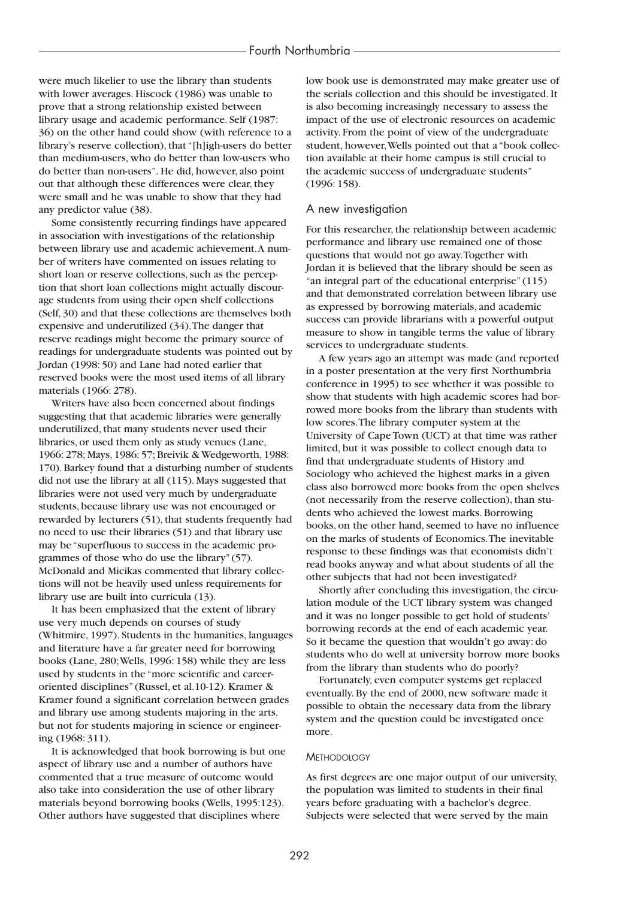were much likelier to use the library than students with lower averages. Hiscock (1986) was unable to prove that a strong relationship existed between library usage and academic performance. Self (1987: 36) on the other hand could show (with reference to a library's reserve collection), that "[h]igh-users do better than medium-users, who do better than low-users who do better than non-users". He did, however, also point out that although these differences were clear, they were small and he was unable to show that they had any predictor value (38).

Some consistently recurring findings have appeared in association with investigations of the relationship between library use and academic achievement. A number of writers have commented on issues relating to short loan or reserve collections, such as the perception that short loan collections might actually discourage students from using their open shelf collections (Self, 30) and that these collections are themselves both expensive and underutilized (34). The danger that reserve readings might become the primary source of readings for undergraduate students was pointed out by Jordan (1998: 50) and Lane had noted earlier that reserved books were the most used items of all library materials (1966: 278).

Writers have also been concerned about findings suggesting that that academic libraries were generally underutilized, that many students never used their libraries, or used them only as study venues (Lane, 1966: 278; Mays, 1986: 57; Breivik & Wedgeworth, 1988: 170). Barkey found that a disturbing number of students did not use the library at all (115). Mays suggested that libraries were not used very much by undergraduate students, because library use was not encouraged or rewarded by lecturers (51), that students frequently had no need to use their libraries (51) and that library use may be "superfluous to success in the academic programmes of those who do use the library" (57). McDonald and Micikas commented that library collections will not be heavily used unless requirements for library use are built into curricula (13).

It has been emphasized that the extent of library use very much depends on courses of study (Whitmire, 1997). Students in the humanities, languages and literature have a far greater need for borrowing books (Lane, 280; Wells, 1996: 158) while they are less used by students in the "more scientific and career-oriented disciplines" (Russel, et al.10-12). Kramer & Kramer found a significant correlation between grades and library use among students majoring in the arts, but not for students majoring in science or engineering (1968: 311).

It is acknowledged that book borrowing is but one aspect of library use and a number of authors have commented that a true measure of outcome would also take into consideration the use of other library materials beyond borrowing books (Wells, 1995:123). Other authors have suggested that disciplines where low book use is demonstrated may make greater use of the serials collection and this should be investigated. It is also becoming increasingly necessary to assess the impact of the use of electronic resources on academic activity. From the point of view of the undergraduate student, however, Wells pointed out that a "book collection available at their home campus is still crucial to the academic success of undergraduate students" (1996: 158).

## A new investigation

For this researcher, the relationship between academic performance and library use remained one of those questions that would not go away. Together with Jordan it is believed that the library should be seen as "an integral part of the educational enterprise" (115) and that demonstrated correlation between library use as expressed by borrowing materials, and academic success can provide librarians with a powerful output measure to show in tangible terms the value of library services to undergraduate students.

A few years ago an attempt was made (and reported in a poster presentation at the very first Northumbria conference in 1995) to see whether it was possible to show that students with high academic scores had borrowed more books from the library than students with low scores. The library computer system at the University of Cape Town (UCT) at that time was rather limited, but it was possible to collect enough data to find that undergraduate students of History and Sociology who achieved the highest marks in a given class also borrowed more books from the open shelves (not necessarily from the reserve collection), than students who achieved the lowest marks. Borrowing books, on the other hand, seemed to have no influence on the marks of students of Economics. The inevitable response to these findings was that economists didn't read books anyway and what about students of all the other subjects that had not been investigated?

Shortly after concluding this investigation, the circulation module of the UCT library system was changed and it was no longer possible to get hold of students' borrowing records at the end of each academic year. So it became the question that wouldn't go away: do students who do well at university borrow more books from the library than students who do poorly?

Fortunately, even computer systems get replaced eventually. By the end of 2000, new software made it possible to obtain the necessary data from the library system and the question could be investigated once more.

### Methodology

As first degrees are one major output of our university, the population was limited to students in their final years before graduating with a bachelor's degree. Subjects were selected that were served by the main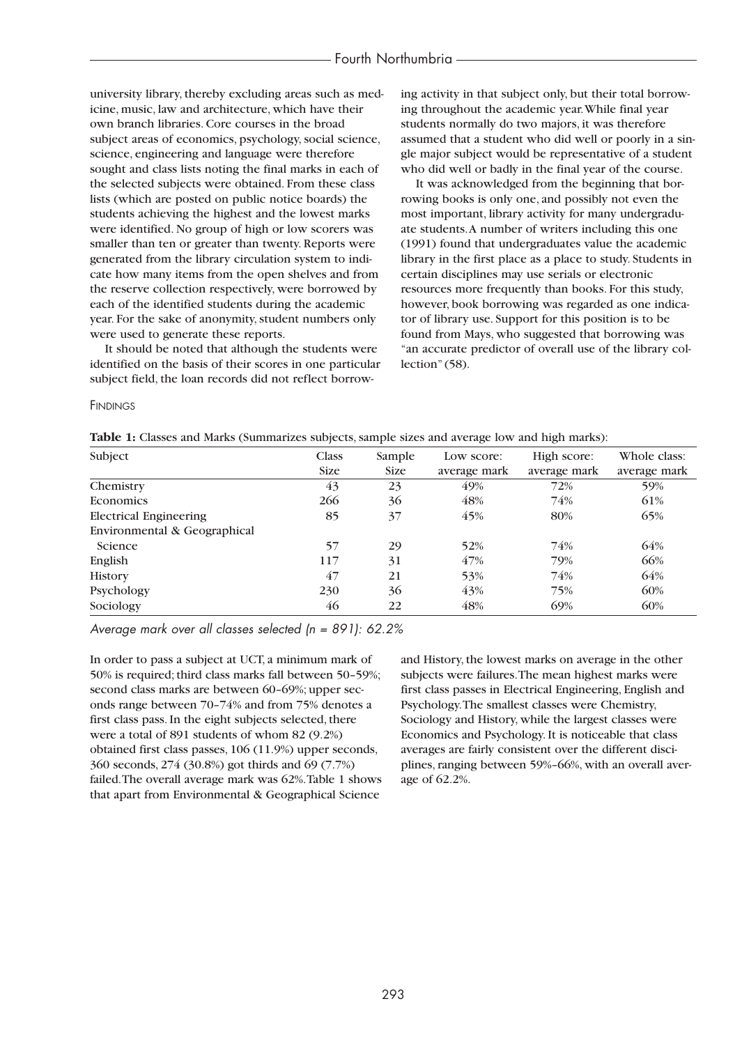university library, thereby excluding areas such as medicine, music, law and architecture, which have their own branch libraries. Core courses in the broad subject areas of economics, psychology, social science, science, engineering and language were therefore sought and class lists noting the final marks in each of the selected subjects were obtained. From these class lists (which are posted on public notice boards) the students achieving the highest and the lowest marks were identified. No group of high or low scorers was smaller than ten or greater than twenty. Reports were generated from the library circulation system to indicate how many items from the open shelves and from the reserve collection respectively, were borrowed by each of the identified students during the academic year. For the sake of anonymity, student numbers only were used to generate these reports.

It should be noted that although the students were identified on the basis of their scores in one particular subject field, the loan records did not reflect borrowing activity in that subject only, but their total borrowing throughout the academic year. While final year students normally do two majors, it was therefore assumed that a student who did well or poorly in a single major subject would be representative of a student who did well or badly in the final year of the course.

It was acknowledged from the beginning that borrowing books is only one, and possibly not even the most important, library activity for many undergraduate students. A number of writers including this one (1991) found that undergraduates value the academic library in the first place as a place to study. Students in certain disciplines may use serials or electronic resources more frequently than books. For this study, however, book borrowing was regarded as one indicator of library use. Support for this position is to be found from Mays, who suggested that borrowing was "an accurate predictor of overall use of the library collection" (58).

## Findings

**Table 1:** Classes and Marks (Summarizes subjects, sample sizes and average low and high marks):

| Subject | Class Size | Sample Size | Low score: average mark | High score: average mark | Whole class: average mark |
|---|---|---|---|---|---|
| Chemistry | 43 | 23 | 49% | 72% | 59% |
| Economics | 266 | 36 | 48% | 74% | 61% |
| Electrical Engineering | 85 | 37 | 45% | 80% | 65% |
| Environmental & Geographical Science | 57 | 29 | 52% | 74% | 64% |
| English | 117 | 31 | 47% | 79% | 66% |
| History | 47 | 21 | 53% | 74% | 64% |
| Psychology | 230 | 36 | 43% | 75% | 60% |
| Sociology | 46 | 22 | 48% | 69% | 60% |

*Average mark over all classes selected (n = 891): 62.2%*

In order to pass a subject at UCT, a minimum mark of 50% is required; third class marks fall between 50–59%; second class marks are between 60–69%; upper seconds range between 70–74% and from 75% denotes a first class pass. In the eight subjects selected, there were a total of 891 students of whom 82 (9.2%) obtained first class passes, 106 (11.9%) upper seconds, 360 seconds, 274 (30.8%) got thirds and 69 (7.7%) failed. The overall average mark was 62%. Table 1 shows that apart from Environmental & Geographical Science and History, the lowest marks on average in the other subjects were failures. The mean highest marks were first class passes in Electrical Engineering, English and Psychology. The smallest classes were Chemistry, Sociology and History, while the largest classes were Economics and Psychology. It is noticeable that class averages are fairly consistent over the different disciplines, ranging between 59%–66%, with an overall average of 62.2%.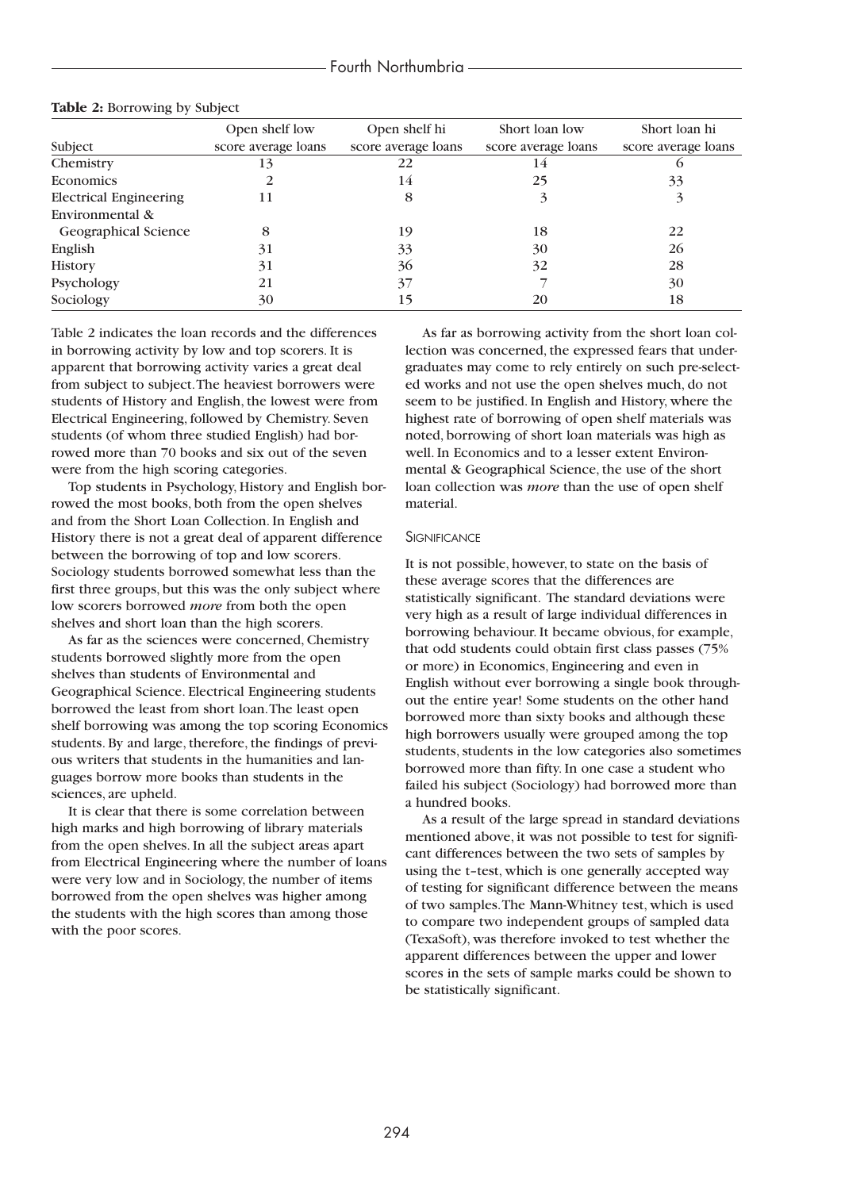**Table 2:** Borrowing by Subject

| Subject | Open shelf low score average loans | Open shelf hi score average loans | Short loan low score average loans | Short loan hi score average loans |
|---|---|---|---|---|
| Chemistry | 13 | 22 | 14 | 6 |
| Economics | 2 | 14 | 25 | 33 |
| Electrical Engineering | 11 | 8 | 3 | 3 |
| Environmental & Geographical Science | 8 | 19 | 18 | 22 |
| English | 31 | 33 | 30 | 26 |
| History | 31 | 36 | 32 | 28 |
| Psychology | 21 | 37 | 7 | 30 |
| Sociology | 30 | 15 | 20 | 18 |

Table 2 indicates the loan records and the differences in borrowing activity by low and top scorers. It is apparent that borrowing activity varies a great deal from subject to subject. The heaviest borrowers were students of History and English, the lowest were from Electrical Engineering, followed by Chemistry. Seven students (of whom three studied English) had borrowed more than 70 books and six out of the seven were from the high scoring categories.

Top students in Psychology, History and English borrowed the most books, both from the open shelves and from the Short Loan Collection. In English and History there is not a great deal of apparent difference between the borrowing of top and low scorers. Sociology students borrowed somewhat less than the first three groups, but this was the only subject where low scorers borrowed *more* from both the open shelves and short loan than the high scorers.

As far as the sciences were concerned, Chemistry students borrowed slightly more from the open shelves than students of Environmental and Geographical Science. Electrical Engineering students borrowed the least from short loan. The least open shelf borrowing was among the top scoring Economics students. By and large, therefore, the findings of previous writers that students in the humanities and languages borrow more books than students in the sciences, are upheld.

It is clear that there is some correlation between high marks and high borrowing of library materials from the open shelves. In all the subject areas apart from Electrical Engineering where the number of loans were very low and in Sociology, the number of items borrowed from the open shelves was higher among the students with the high scores than among those with the poor scores.

As far as borrowing activity from the short loan collection was concerned, the expressed fears that undergraduates may come to rely entirely on such pre-selected works and not use the open shelves much, do not seem to be justified. In English and History, where the highest rate of borrowing of open shelf materials was noted, borrowing of short loan materials was high as well. In Economics and to a lesser extent Environmental & Geographical Science, the use of the short loan collection was *more* than the use of open shelf material.

### Significance

It is not possible, however, to state on the basis of these average scores that the differences are statistically significant. The standard deviations were very high as a result of large individual differences in borrowing behaviour. It became obvious, for example, that odd students could obtain first class passes (75% or more) in Economics, Engineering and even in English without ever borrowing a single book throughout the entire year! Some students on the other hand borrowed more than sixty books and although these high borrowers usually were grouped among the top students, students in the low categories also sometimes borrowed more than fifty. In one case a student who failed his subject (Sociology) had borrowed more than a hundred books.

As a result of the large spread in standard deviations mentioned above, it was not possible to test for significant differences between the two sets of samples by using the t–test, which is one generally accepted way of testing for significant difference between the means of two samples. The Mann-Whitney test, which is used to compare two independent groups of sampled data (TexaSoft), was therefore invoked to test whether the apparent differences between the upper and lower scores in the sets of sample marks could be shown to be statistically significant.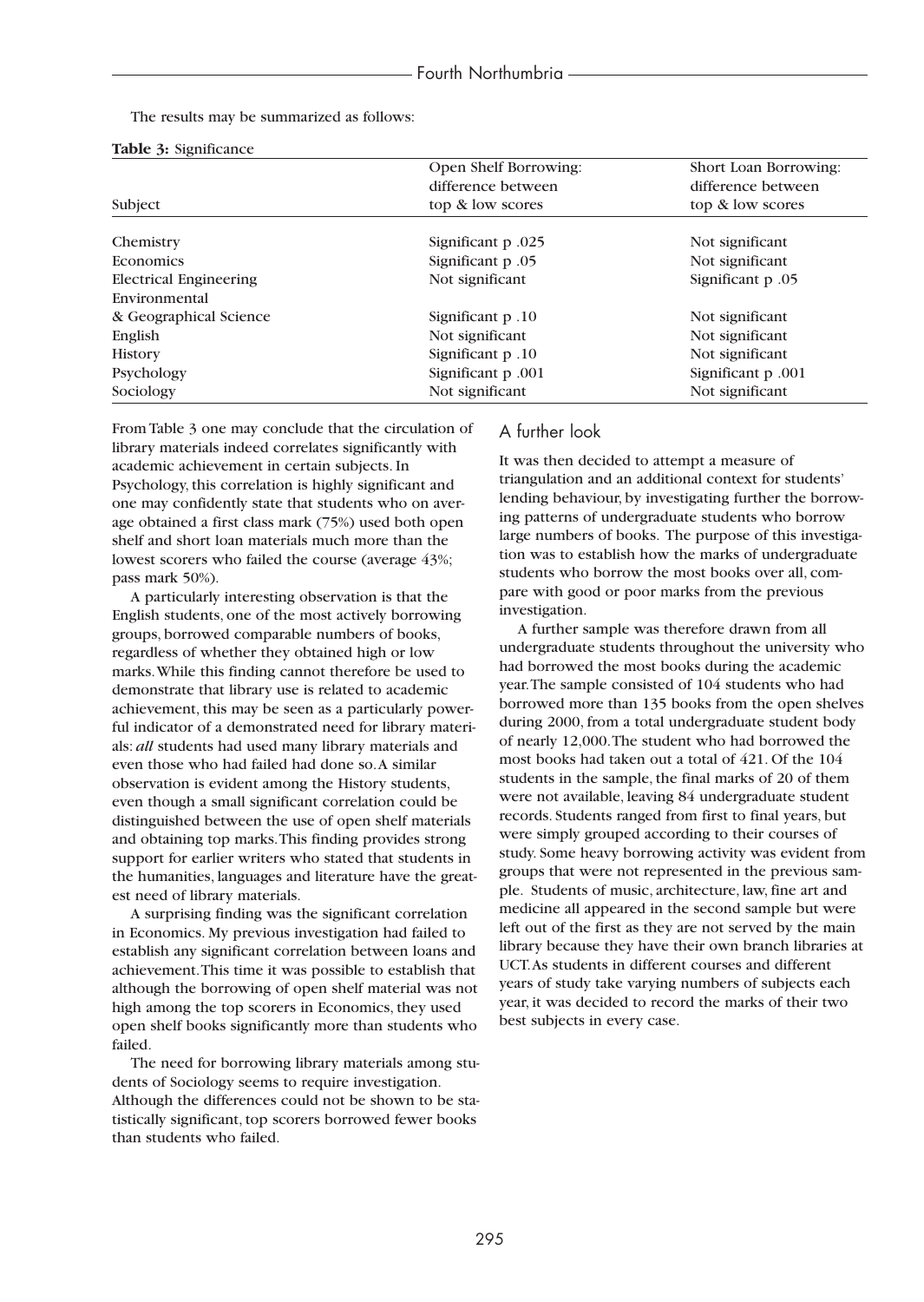The results may be summarized as follows:

**Table 3:** Significance

| Subject | Open Shelf Borrowing: difference between top & low scores | Short Loan Borrowing: difference between top & low scores |
|---|---|---|
| Chemistry | Significant p .025 | Not significant |
| Economics | Significant p .05 | Not significant |
| Electrical Engineering | Not significant | Significant p .05 |
| Environmental & Geographical Science | Significant p .10 | Not significant |
| English | Not significant | Not significant |
| History | Significant p .10 | Not significant |
| Psychology | Significant p .001 | Significant p .001 |
| Sociology | Not significant | Not significant |

From Table 3 one may conclude that the circulation of library materials indeed correlates significantly with academic achievement in certain subjects. In Psychology, this correlation is highly significant and one may confidently state that students who on average obtained a first class mark (75%) used both open shelf and short loan materials much more than the lowest scorers who failed the course (average 43%; pass mark 50%).

A particularly interesting observation is that the English students, one of the most actively borrowing groups, borrowed comparable numbers of books, regardless of whether they obtained high or low marks. While this finding cannot therefore be used to demonstrate that library use is related to academic achievement, this may be seen as a particularly powerful indicator of a demonstrated need for library materials: *all* students had used many library materials and even those who had failed had done so. A similar observation is evident among the History students, even though a small significant correlation could be distinguished between the use of open shelf materials and obtaining top marks. This finding provides strong support for earlier writers who stated that students in the humanities, languages and literature have the greatest need of library materials.

A surprising finding was the significant correlation in Economics. My previous investigation had failed to establish any significant correlation between loans and achievement. This time it was possible to establish that although the borrowing of open shelf material was not high among the top scorers in Economics, they used open shelf books significantly more than students who failed.

The need for borrowing library materials among students of Sociology seems to require investigation. Although the differences could not be shown to be statistically significant, top scorers borrowed fewer books than students who failed.

## A further look

It was then decided to attempt a measure of triangulation and an additional context for students' lending behaviour, by investigating further the borrowing patterns of undergraduate students who borrow large numbers of books. The purpose of this investigation was to establish how the marks of undergraduate students who borrow the most books over all, compare with good or poor marks from the previous investigation.

A further sample was therefore drawn from all undergraduate students throughout the university who had borrowed the most books during the academic year. The sample consisted of 104 students who had borrowed more than 135 books from the open shelves during 2000, from a total undergraduate student body of nearly 12,000. The student who had borrowed the most books had taken out a total of 421. Of the 104 students in the sample, the final marks of 20 of them were not available, leaving 84 undergraduate student records. Students ranged from first to final years, but were simply grouped according to their courses of study. Some heavy borrowing activity was evident from groups that were not represented in the previous sample. Students of music, architecture, law, fine art and medicine all appeared in the second sample but were left out of the first as they are not served by the main library because they have their own branch libraries at UCT. As students in different courses and different years of study take varying numbers of subjects each year, it was decided to record the marks of their two best subjects in every case.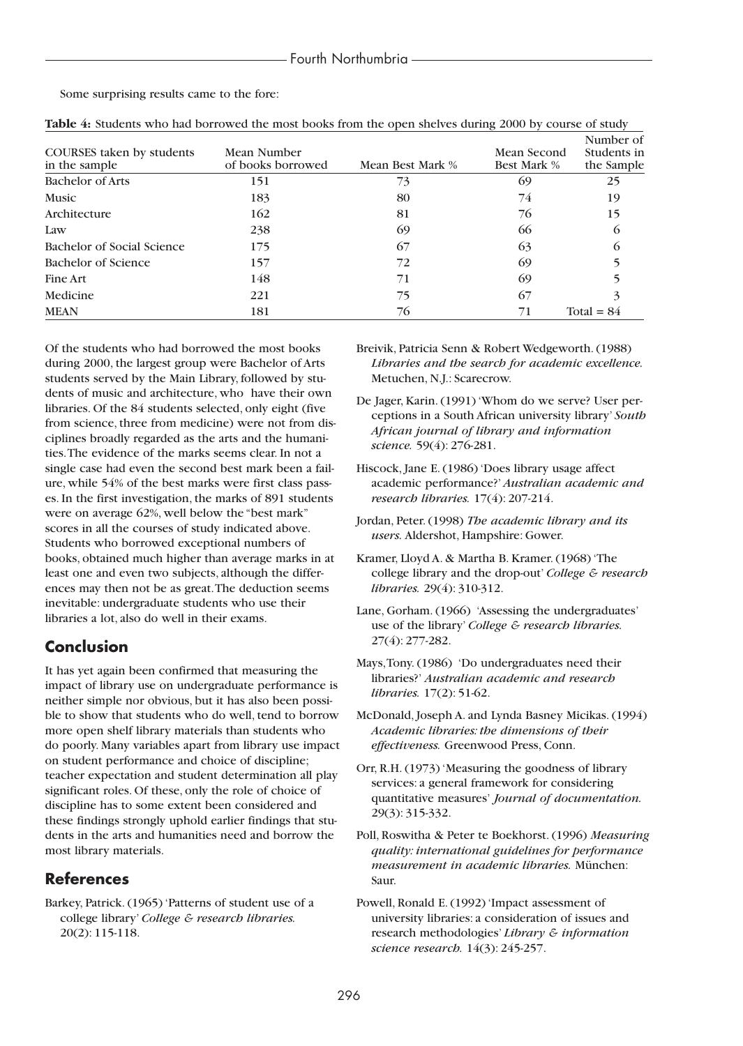Some surprising results came to the fore:

**Table 4:** Students who had borrowed the most books from the open shelves during 2000 by course of study

| COURSES taken by students in the sample | Mean Number of books borrowed | Mean Best Mark % | Mean Second Best Mark % | Number of Students in the Sample |
|---|---|---|---|---|
| Bachelor of Arts | 151 | 73 | 69 | 25 |
| Music | 183 | 80 | 74 | 19 |
| Architecture | 162 | 81 | 76 | 15 |
| Law | 238 | 69 | 66 | 6 |
| Bachelor of Social Science | 175 | 67 | 63 | 6 |
| Bachelor of Science | 157 | 72 | 69 | 5 |
| Fine Art | 148 | 71 | 69 | 5 |
| Medicine | 221 | 75 | 67 | 3 |
| MEAN | 181 | 76 | 71 | Total = 84 |

Of the students who had borrowed the most books during 2000, the largest group were Bachelor of Arts students served by the Main Library, followed by students of music and architecture, who have their own libraries. Of the 84 students selected, only eight (five from science, three from medicine) were not from disciplines broadly regarded as the arts and the humanities. The evidence of the marks seems clear. In not a single case had even the second best mark been a failure, while 54% of the best marks were first class passes. In the first investigation, the marks of 891 students were on average 62%, well below the "best mark" scores in all the courses of study indicated above. Students who borrowed exceptional numbers of books, obtained much higher than average marks in at least one and even two subjects, although the differences may then not be as great. The deduction seems inevitable: undergraduate students who use their libraries a lot, also do well in their exams.

## Conclusion

It has yet again been confirmed that measuring the impact of library use on undergraduate performance is neither simple nor obvious, but it has also been possible to show that students who do well, tend to borrow more open shelf library materials than students who do poorly. Many variables apart from library use impact on student performance and choice of discipline; teacher expectation and student determination all play significant roles. Of these, only the role of choice of discipline has to some extent been considered and these findings strongly uphold earlier findings that students in the arts and humanities need and borrow the most library materials.

## References

Barkey, Patrick. (1965) 'Patterns of student use of a college library' *College & research libraries.* 20(2): 115-118.

Breivik, Patricia Senn & Robert Wedgeworth. (1988) *Libraries and the search for academic excellence.* Metuchen, N.J.: Scarecrow.

De Jager, Karin. (1991) 'Whom do we serve? User perceptions in a South African university library' *South African journal of library and information science.* 59(4): 276-281.

Hiscock, Jane E. (1986) 'Does library usage affect academic performance?' *Australian academic and research libraries.* 17(4): 207-214.

Jordan, Peter. (1998) *The academic library and its users.* Aldershot, Hampshire: Gower.

Kramer, Lloyd A. & Martha B. Kramer. (1968) 'The college library and the drop-out' *College & research libraries.* 29(4): 310-312.

Lane, Gorham. (1966) 'Assessing the undergraduates' use of the library' *College & research libraries.* 27(4): 277-282.

Mays, Tony. (1986) 'Do undergraduates need their libraries?' *Australian academic and research libraries.* 17(2): 51-62.

McDonald, Joseph A. and Lynda Basney Micikas. (1994) *Academic libraries: the dimensions of their effectiveness.* Greenwood Press, Conn.

Orr, R.H. (1973) 'Measuring the goodness of library services: a general framework for considering quantitative measures' *Journal of documentation.* 29(3): 315-332.

Poll, Roswitha & Peter te Boekhorst. (1996) *Measuring quality: international guidelines for performance measurement in academic libraries.* München: Saur.

Powell, Ronald E. (1992) 'Impact assessment of university libraries: a consideration of issues and research methodologies' *Library & information science research.* 14(3): 245-257.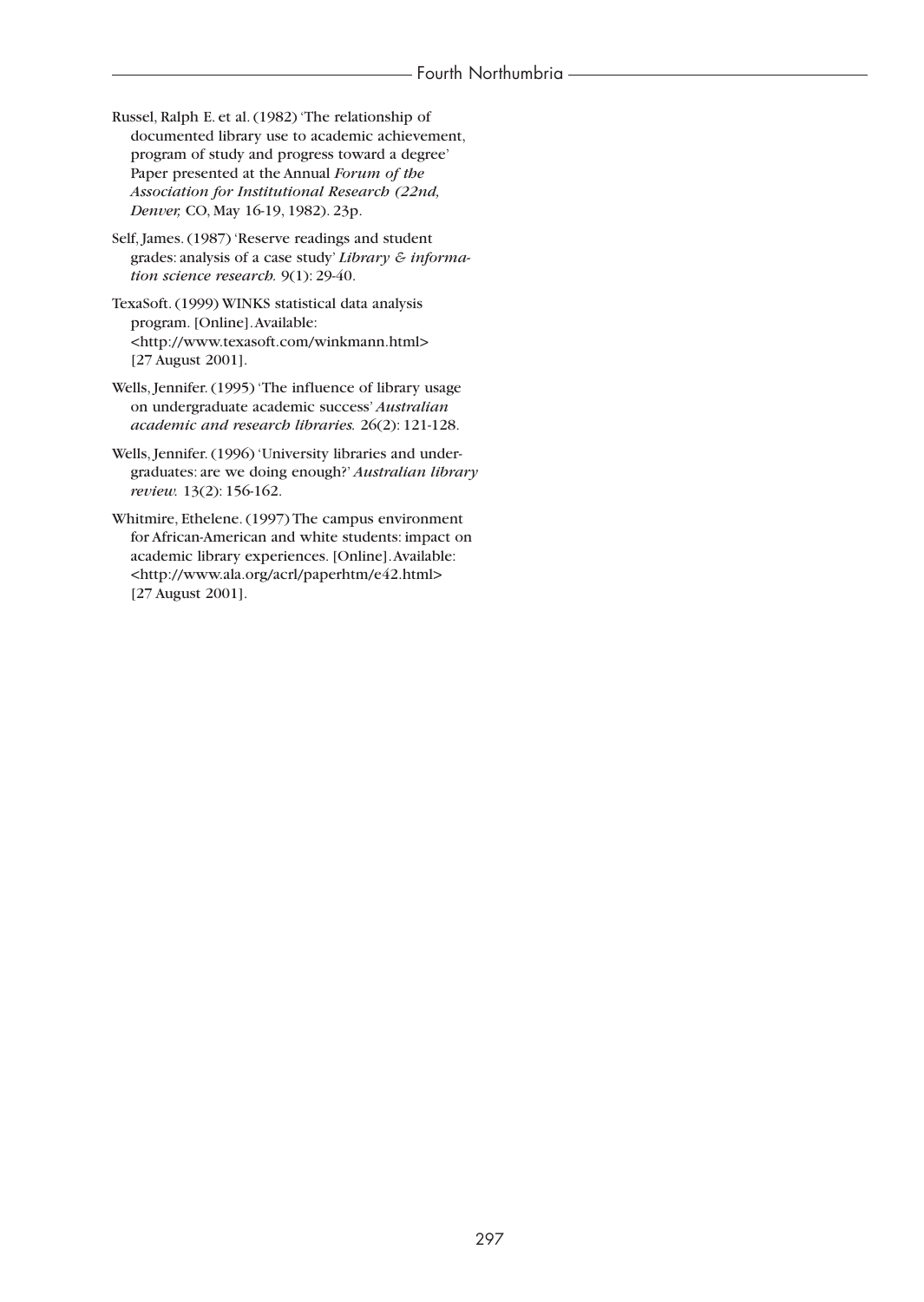Russel, Ralph E. et al. (1982) 'The relationship of documented library use to academic achievement, program of study and progress toward a degree' Paper presented at the Annual *Forum of the Association for Institutional Research (22nd, Denver,* CO, May 16-19, 1982). 23p.

Self, James. (1987) 'Reserve readings and student grades: analysis of a case study' *Library & information science research.* 9(1): 29-40.

TexaSoft. (1999) WINKS statistical data analysis program. [Online]. Available: <http://www.texasoft.com/winkmann.html> [27 August 2001].

Wells, Jennifer. (1995) 'The influence of library usage on undergraduate academic success' *Australian academic and research libraries.* 26(2): 121-128.

Wells, Jennifer. (1996) 'University libraries and undergraduates: are we doing enough?' *Australian library review.* 13(2): 156-162.

Whitmire, Ethelene. (1997) The campus environment for African-American and white students: impact on academic library experiences. [Online]. Available: <http://www.ala.org/acrl/paperhtm/e42.html> [27 August 2001].